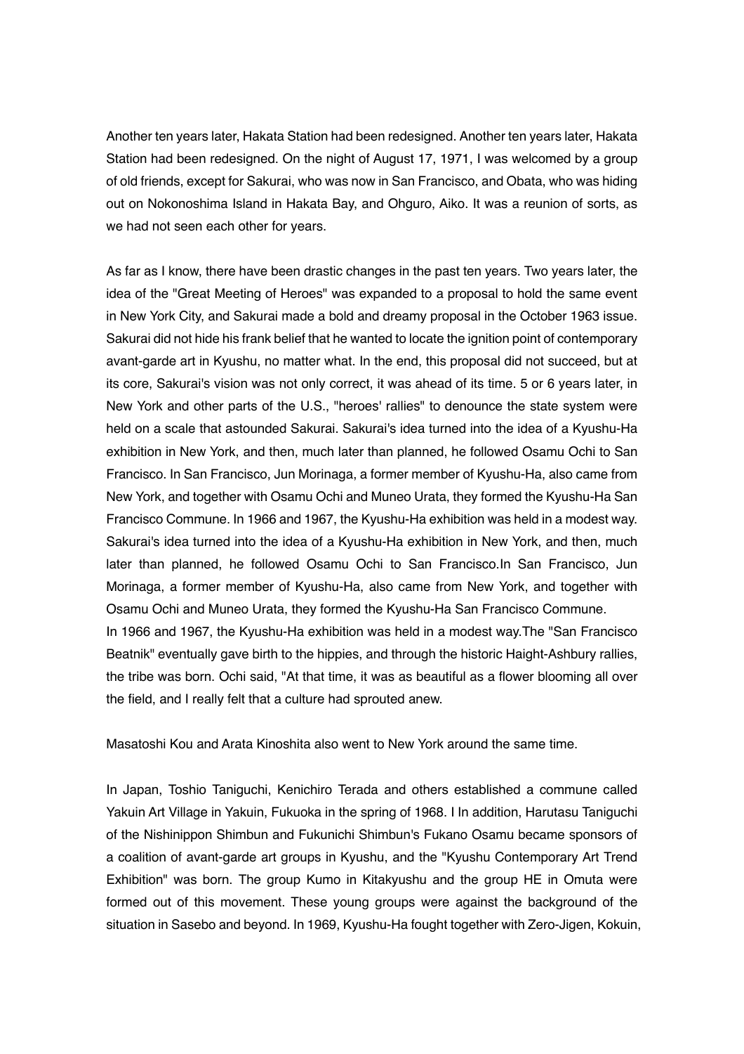Another ten years later, Hakata Station had been redesigned. Another ten years later, Hakata Station had been redesigned. On the night of August 17, 1971, I was welcomed by a group of old friends, except for Sakurai, who was now in San Francisco, and Obata, who was hiding out on Nokonoshima Island in Hakata Bay, and Ohguro, Aiko. It was a reunion of sorts, as we had not seen each other for years.

As far as I know, there have been drastic changes in the past ten years. Two years later, the idea of the "Great Meeting of Heroes" was expanded to a proposal to hold the same event in New York City, and Sakurai made a bold and dreamy proposal in the October 1963 issue. Sakurai did not hide his frank belief that he wanted to locate the ignition point of contemporary avant-garde art in Kyushu, no matter what. In the end, this proposal did not succeed, but at its core, Sakurai's vision was not only correct, it was ahead of its time. 5 or 6 years later, in New York and other parts of the U.S., "heroes' rallies" to denounce the state system were held on a scale that astounded Sakurai. Sakurai's idea turned into the idea of a Kyushu-Ha exhibition in New York, and then, much later than planned, he followed Osamu Ochi to San Francisco. In San Francisco, Jun Morinaga, a former member of Kyushu-Ha, also came from New York, and together with Osamu Ochi and Muneo Urata, they formed the Kyushu-Ha San Francisco Commune. In 1966 and 1967, the Kyushu-Ha exhibition was held in a modest way. Sakurai's idea turned into the idea of a Kyushu-Ha exhibition in New York, and then, much later than planned, he followed Osamu Ochi to San Francisco.In San Francisco, Jun Morinaga, a former member of Kyushu-Ha, also came from New York, and together with Osamu Ochi and Muneo Urata, they formed the Kyushu-Ha San Francisco Commune.
In 1966 and 1967, the Kyushu-Ha exhibition was held in a modest way.The "San Francisco Beatnik" eventually gave birth to the hippies, and through the historic Haight-Ashbury rallies, the tribe was born. Ochi said, "At that time, it was as beautiful as a flower blooming all over the field, and I really felt that a culture had sprouted anew.

Masatoshi Kou and Arata Kinoshita also went to New York around the same time.

In Japan, Toshio Taniguchi, Kenichiro Terada and others established a commune called Yakuin Art Village in Yakuin, Fukuoka in the spring of 1968. I In addition, Harutasu Taniguchi of the Nishinippon Shimbun and Fukunichi Shimbun's Fukano Osamu became sponsors of a coalition of avant-garde art groups in Kyushu, and the "Kyushu Contemporary Art Trend Exhibition" was born. The group Kumo in Kitakyushu and the group HE in Omuta were formed out of this movement. These young groups were against the background of the situation in Sasebo and beyond. In 1969, Kyushu-Ha fought together with Zero-Jigen, Kokuin,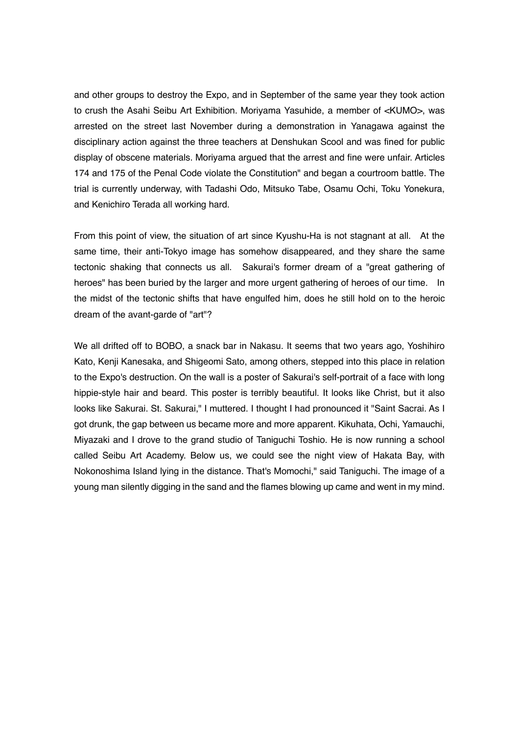and other groups to destroy the Expo, and in September of the same year they took action to crush the Asahi Seibu Art Exhibition. Moriyama Yasuhide, a member of <KUMO>, was arrested on the street last November during a demonstration in Yanagawa against the disciplinary action against the three teachers at Denshukan Scool and was fined for public display of obscene materials. Moriyama argued that the arrest and fine were unfair. Articles 174 and 175 of the Penal Code violate the Constitution" and began a courtroom battle. The trial is currently underway, with Tadashi Odo, Mitsuko Tabe, Osamu Ochi, Toku Yonekura, and Kenichiro Terada all working hard.

From this point of view, the situation of art since Kyushu-Ha is not stagnant at all. At the same time, their anti-Tokyo image has somehow disappeared, and they share the same tectonic shaking that connects us all. Sakurai's former dream of a "great gathering of heroes" has been buried by the larger and more urgent gathering of heroes of our time. In the midst of the tectonic shifts that have engulfed him, does he still hold on to the heroic dream of the avant-garde of "art"?

We all drifted off to BOBO, a snack bar in Nakasu. It seems that two years ago, Yoshihiro Kato, Kenji Kanesaka, and Shigeomi Sato, among others, stepped into this place in relation to the Expo's destruction. On the wall is a poster of Sakurai's self-portrait of a face with long hippie-style hair and beard. This poster is terribly beautiful. It looks like Christ, but it also looks like Sakurai. St. Sakurai," I muttered. I thought I had pronounced it "Saint Sacrai. As I got drunk, the gap between us became more and more apparent. Kikuhata, Ochi, Yamauchi, Miyazaki and I drove to the grand studio of Taniguchi Toshio. He is now running a school called Seibu Art Academy. Below us, we could see the night view of Hakata Bay, with Nokonoshima Island lying in the distance. That's Momochi," said Taniguchi. The image of a young man silently digging in the sand and the flames blowing up came and went in my mind.